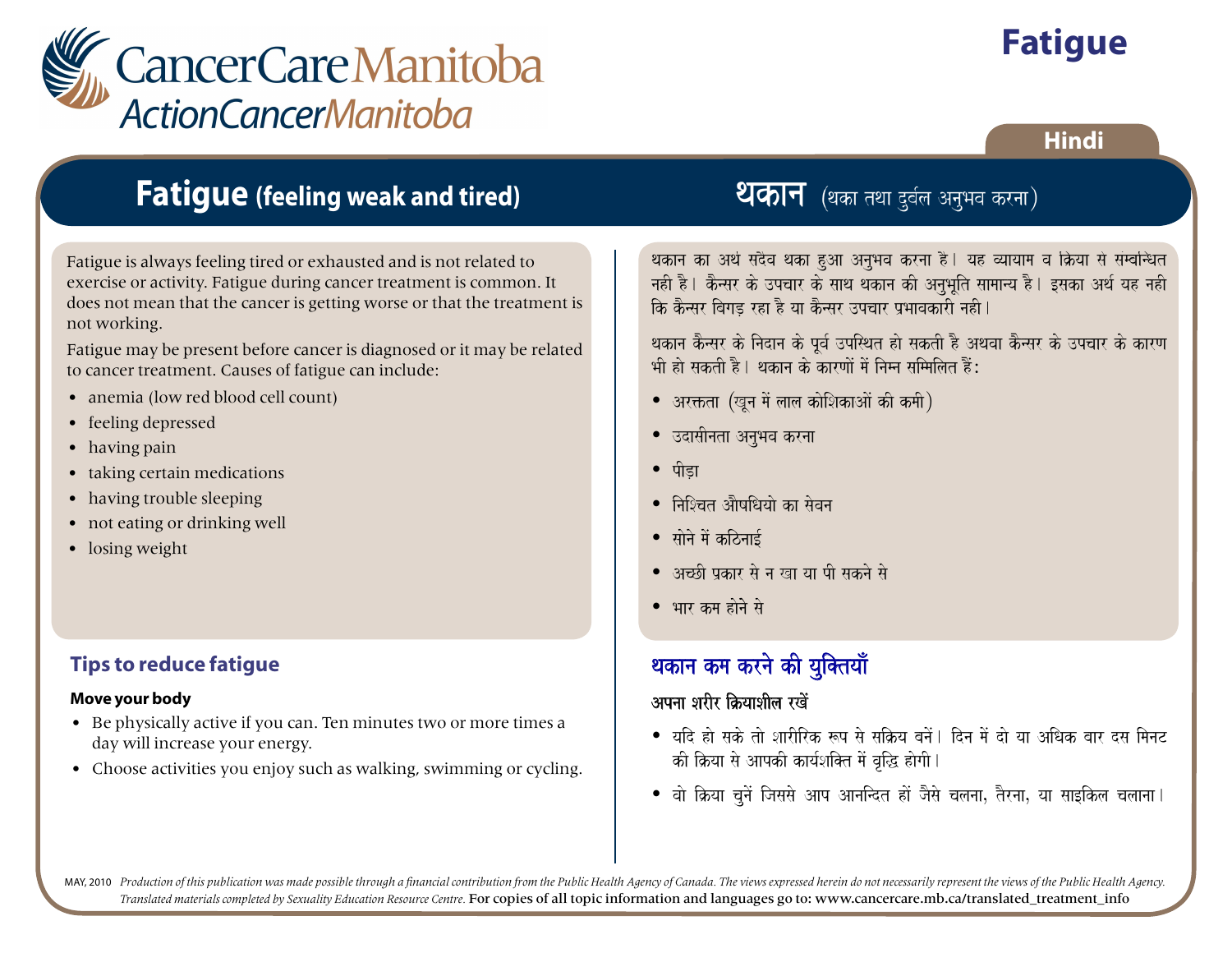# CancerCare Manitoba
## ActionCancerManitoba

# Fatigue

Hindi

## Fatigue (feeling weak and tired)

Fatigue is always feeling tired or exhausted and is not related to exercise or activity. Fatigue during cancer treatment is common. It does not mean that the cancer is getting worse or that the treatment is not working.

Fatigue may be present before cancer is diagnosed or it may be related to cancer treatment. Causes of fatigue can include:

- anemia (low red blood cell count)
- feeling depressed
- having pain
- taking certain medications
- having trouble sleeping
- not eating or drinking well
- losing weight

### Tips to reduce fatigue

**Move your body**

- Be physically active if you can. Ten minutes two or more times a day will increase your energy.
- Choose activities you enjoy such as walking, swimming or cycling.

## थकान (थका तथा दुर्बल अनुभव करना)

थकान का अर्थ सदैव थका हुआ अनुभव करना है। यह व्यायाम व क्रिया से सम्बन्धित नही है। कैन्सर के उपचार के साथ थकान की अनुभूति सामान्य है। इसका अर्थ यह नही कि कैन्सर बिगड़ रहा है या कैन्सर उपचार प्रभावकारी नही।

थकान कैन्सर के निदान के पूर्व उपस्थित हो सकती है अथवा कैन्सर के उपचार के कारण भी हो सकती है। थकान के कारणों में निम्न सम्मिलित हैं:

- अरक्तता (खून में लाल कोशिकाओं की कमी)
- उदासीनता अनुभव करना
- पीड़ा
- निश्चित औषधियो का सेवन
- सोने में कठिनाई
- अच्छी प्रकार से न खा या पी सकने से
- भार कम होने से

### थकान कम करने की युक्तियाँ

**अपना शरीर क्रियाशील रखें**

- यदि हो सके तो शारीरिक रूप से सक्रिय बनें। दिन में दो या अधिक बार दस मिनट की क्रिया से आपकी कार्यशक्ति में वृद्धि होगी।
- वो क्रिया चुनें जिससे आप आनन्दित हों जैसे चलना, तैरना, या साइकिल चलाना।

MAY, 2010 *Production of this publication was made possible through a financial contribution from the Public Health Agency of Canada. The views expressed herein do not necessarily represent the views of the Public Health Agency. Translated materials completed by Sexuality Education Resource Centre.* For copies of all topic information and languages go to: www.cancercare.mb.ca/translated_treatment_info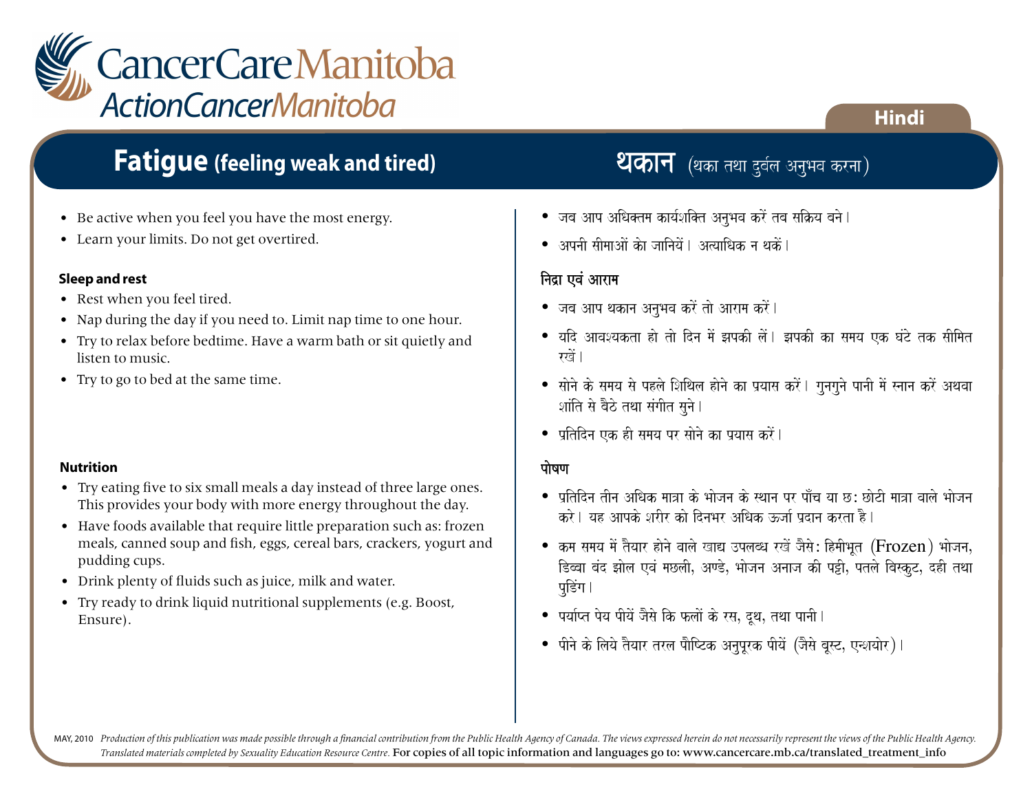CancerCare Manitoba
ActionCancerManitoba

Hindi

# Fatigue (feeling weak and tired)

- Be active when you feel you have the most energy.
- Learn your limits. Do not get overtired.

### Sleep and rest

- Rest when you feel tired.
- Nap during the day if you need to. Limit nap time to one hour.
- Try to relax before bedtime. Have a warm bath or sit quietly and listen to music.
- Try to go to bed at the same time.

### Nutrition

- Try eating five to six small meals a day instead of three large ones. This provides your body with more energy throughout the day.
- Have foods available that require little preparation such as: frozen meals, canned soup and fish, eggs, cereal bars, crackers, yogurt and pudding cups.
- Drink plenty of fluids such as juice, milk and water.
- Try ready to drink liquid nutritional supplements (e.g. Boost, Ensure).

# थकान (थका तथा दुर्बल अनुभव करना)

- जब आप अधिक्तम कार्यशक्ति अनुभव करें तब सक्रिय बने।
- अपनी सीमाओं को जानियें। अत्याधिक न थकें।

### निद्रा एवं आराम

- जब आप थकान अनुभव करें तो आराम करें।
- यदि आवश्यकता हो तो दिन में झपकी लें। झपकी का समय एक घंटे तक सीमित रखें।
- सोने के समय से पहले शिथिल होने का प्रयास करें। गुनगुने पानी में स्नान करें अथवा शांति से बैठे तथा संगीत सुने।
- प्रतिदिन एक ही समय पर सोने का प्रयास करें।

### पोषण

- प्रतिदिन तीन अधिक मात्रा के भोजन के स्थान पर पाँच या छ: छोटी मात्रा वाले भोजन करे। यह आपके शरीर को दिनभर अधिक ऊर्जा प्रदान करता है।
- कम समय में तैयार होने वाले खाद्य उपलब्ध रखें जैसे: हिमीभूत (Frozen) भोजन, डिब्बा बंद झोल एवं मछली, अण्डे, भोजन अनाज की पट्टी, पतले बिस्कुट, दही तथा पुडिंग।
- पर्याप्त पेय पीयें जैसे कि फलों के रस, दूध, तथा पानी।
- पीने के लिये तैयार तरल पौष्टिक अनुपूरक पीयें (जैसे बूस्ट, एन्शयोर)।

MAY, 2010 *Production of this publication was made possible through a financial contribution from the Public Health Agency of Canada. The views expressed herein do not necessarily represent the views of the Public Health Agency. Translated materials completed by Sexuality Education Resource Centre.* For copies of all topic information and languages go to: www.cancercare.mb.ca/translated_treatment_info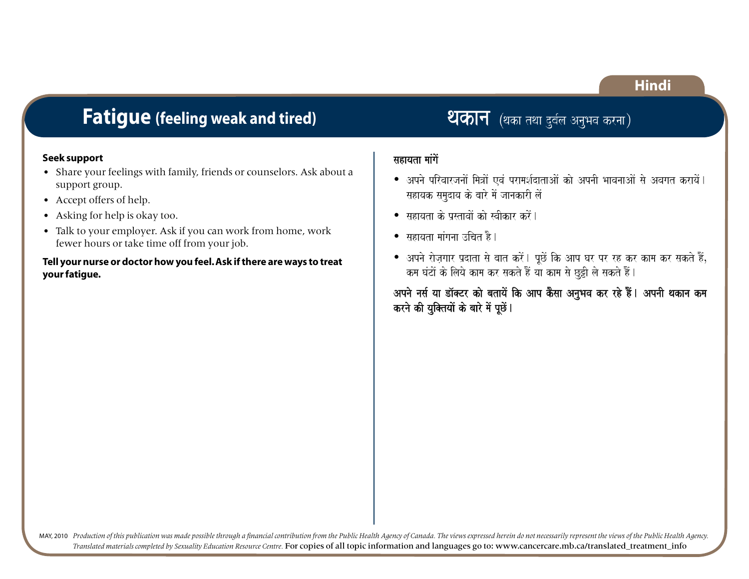Hindi

# Fatigue (feeling weak and tired)

**Seek support**

- Share your feelings with family, friends or counselors. Ask about a support group.
- Accept offers of help.
- Asking for help is okay too.
- Talk to your employer. Ask if you can work from home, work fewer hours or take time off from your job.

**Tell your nurse or doctor how you feel. Ask if there are ways to treat your fatigue.**

# थकान (थका तथा दुर्बल अनुभव करना)

**सहायता मांगें**

- अपने परिवारजनों मित्रों एवं परामर्शदाताओं को अपनी भावनाओं से अवगत करायें। सहायक समुदाय के बारे में जानकारी लें
- सहायता के प्रस्तावों को स्वीकार करें।
- सहायता मांगना उचित है।
- अपने रोज़गार प्रदाता से बात करें। पूछें कि आप घर पर रह कर काम कर सकते हैं, कम घंटों के लिये काम कर सकते हैं या काम से छुट्टी ले सकते हैं।

**अपने नर्स या डॉक्टर को बतायें कि आप कैसा अनुभव कर रहे हैं। अपनी थकान कम करने की युक्तियों के बारे में पूछें।**

MAY, 2010 *Production of this publication was made possible through a financial contribution from the Public Health Agency of Canada. The views expressed herein do not necessarily represent the views of the Public Health Agency. Translated materials completed by Sexuality Education Resource Centre.* For copies of all topic information and languages go to: www.cancercare.mb.ca/translated_treatment_info